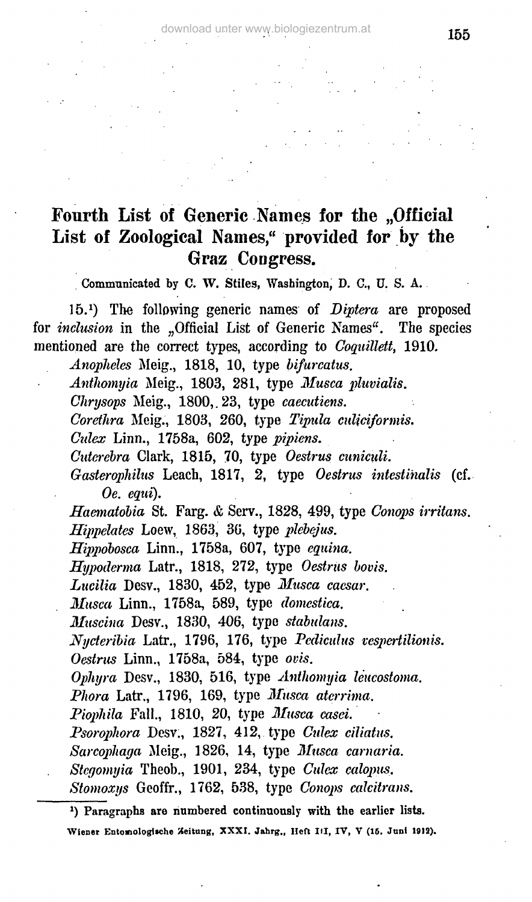# Fourth List of Generic Names for the „Official List of Zoological Names," provided for by the Graz Congress.

Communicated by C. W. Stiles, Washington, D. C., U. S. A.

15.[1]) The following generic names of *Diptera* are proposed for *inclusion* in the „Official List of Generic Names". The species mentioned are the correct types, according to *Coquillett*, 1910.

*Anopheles* Meig., 1818, 10, type *bifurcatus*.
*Anthomyia* Meig., 1803, 281, type *Musca pluvialis*.
*Chrysops* Meig., 1800, 23, type *caecutiens*.
*Corethra* Meig., 1803, 260, type *Tipula culiciformis*.
*Culex* Linn., 1758a, 602, type *pipiens*.
*Cuterebra* Clark, 1815, 70, type *Oestrus cuniculi*.
*Gasterophilus* Leach, 1817, 2, type *Oestrus intestinalis* (cf. *Oe. equi*).
*Haematobia* St. Farg. & Serv., 1828, 499, type *Conops irritans*.
*Hippelates* Loew, 1863, 36, type *plebejus*.
*Hippobosca* Linn., 1758a, 607, type *equina*.
*Hypoderma* Latr., 1818, 272, type *Oestrus bovis*.
*Lucilia* Desv., 1830, 452, type *Musca caesar*.
*Musca* Linn., 1758a, 589, type *domestica*.
*Muscina* Desv., 1830, 406, type *stabulans*.
*Nycteribia* Latr., 1796, 176, type *Pediculus vespertilionis*.
*Oestrus* Linn., 1758a, 584, type *ovis*.
*Ophyra* Desv., 1830, 516, type *Anthomyia leucostoma*.
*Phora* Latr., 1796, 169, type *Musca aterrima*.
*Piophila* Fall., 1810, 20, type *Musca casei*.
*Psorophora* Desv., 1827, 412, type *Culex ciliatus*.
*Sarcophaga* Meig., 1826, 14, type *Musca carnaria*.
*Stegomyia* Theob., 1901, 234, type *Culex calopus*.
*Stomoxys* Geoffr., 1762, 538, type *Conops calcitrans*.

[1]) Paragraphs are numbered continuously with the earlier lists.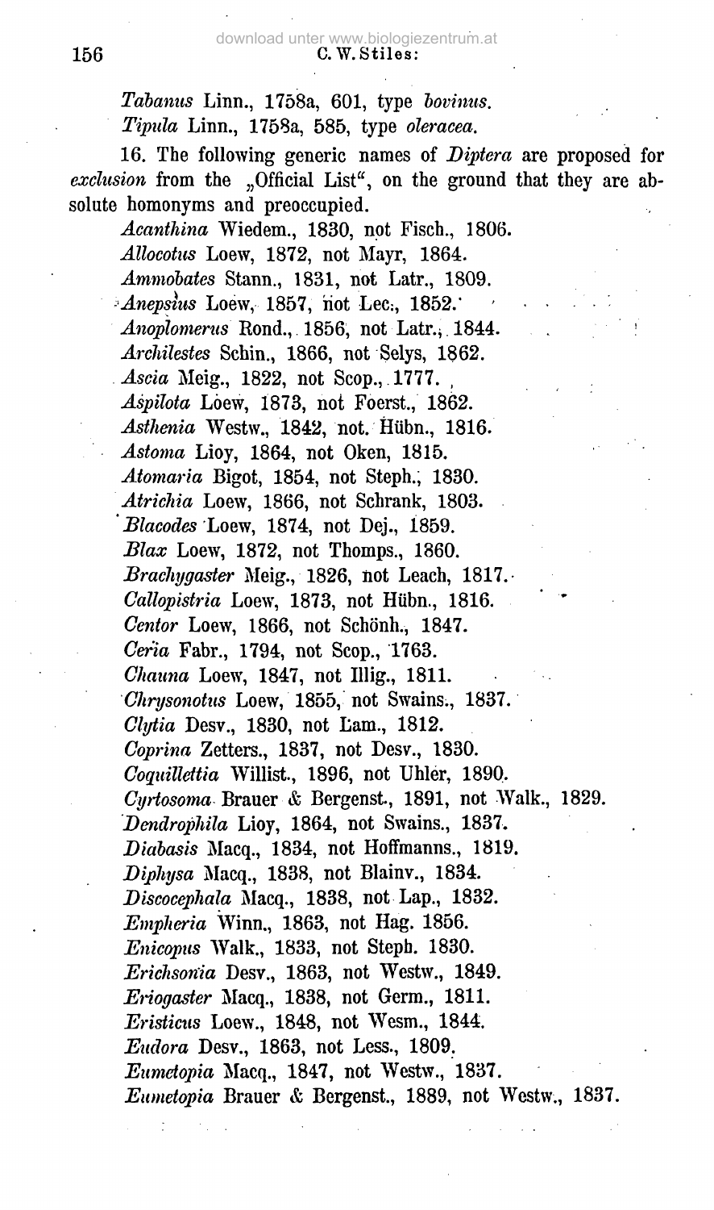*Tabanus* Linn., 1758a, 601, type *bovinus*.
*Tipula* Linn., 1758a, 585, type *oleracea*.

16. The following generic names of *Diptera* are proposed for *exclusion* from the „Official List", on the ground that they are absolute homonyms and preoccupied.

*Acanthina* Wiedem., 1830, not Fisch., 1806.
*Allocotus* Loew, 1872, not Mayr, 1864.
*Ammobates* Stann., 1831, not Latr., 1809.
*Anepsius* Loew, 1857, not Lec., 1852.
*Anoplomerus* Rond., 1856, not Latr., 1844.
*Archilestes* Schin., 1866, not Selys, 1862.
*Ascia* Meig., 1822, not Scop., 1777.
*Aspilota* Loew, 1873, not Foerst., 1862.
*Asthenia* Westw., 1842, not. Hübn., 1816.
*Astoma* Lioy, 1864, not Oken, 1815.
*Atomaria* Bigot, 1854, not Steph., 1830.
*Atrichia* Loew, 1866, not Schrank, 1803.
*Blacodes* Loew, 1874, not Dej., 1859.
*Blax* Loew, 1872, not Thomps., 1860.
*Brachygaster* Meig., 1826, not Leach, 1817.
*Callopistria* Loew, 1873, not Hübn., 1816.
*Centor* Loew, 1866, not Schönh., 1847.
*Ceria* Fabr., 1794, not Scop., 1763.
*Chauna* Loew, 1847, not Illig., 1811.
*Chrysonotus* Loew, 1855, not Swains., 1837.
*Clytia* Desv., 1830, not Lam., 1812.
*Coprina* Zetters., 1837, not Desv., 1830.
*Coquillettia* Willist., 1896, not Uhler, 1890.
*Cyrtosoma* Brauer & Bergenst., 1891, not Walk., 1829.
*Dendrophila* Lioy, 1864, not Swains., 1837.
*Diabasis* Macq., 1834, not Hoffmanns., 1819.
*Diphysa* Macq., 1838, not Blainv., 1834.
*Discocephala* Macq., 1838, not Lap., 1832.
*Empheria* Winn., 1863, not Hag. 1856.
*Enicopus* Walk., 1833, not Steph. 1830.
*Erichsonia* Desv., 1863, not Westw., 1849.
*Eriogaster* Macq., 1838, not Germ., 1811.
*Eristicus* Loew., 1848, not Wesm., 1844.
*Eudora* Desv., 1863, not Less., 1809.
*Eumetopia* Macq., 1847, not Westw., 1837.
*Eumetopia* Brauer & Bergenst., 1889, not Westw., 1837.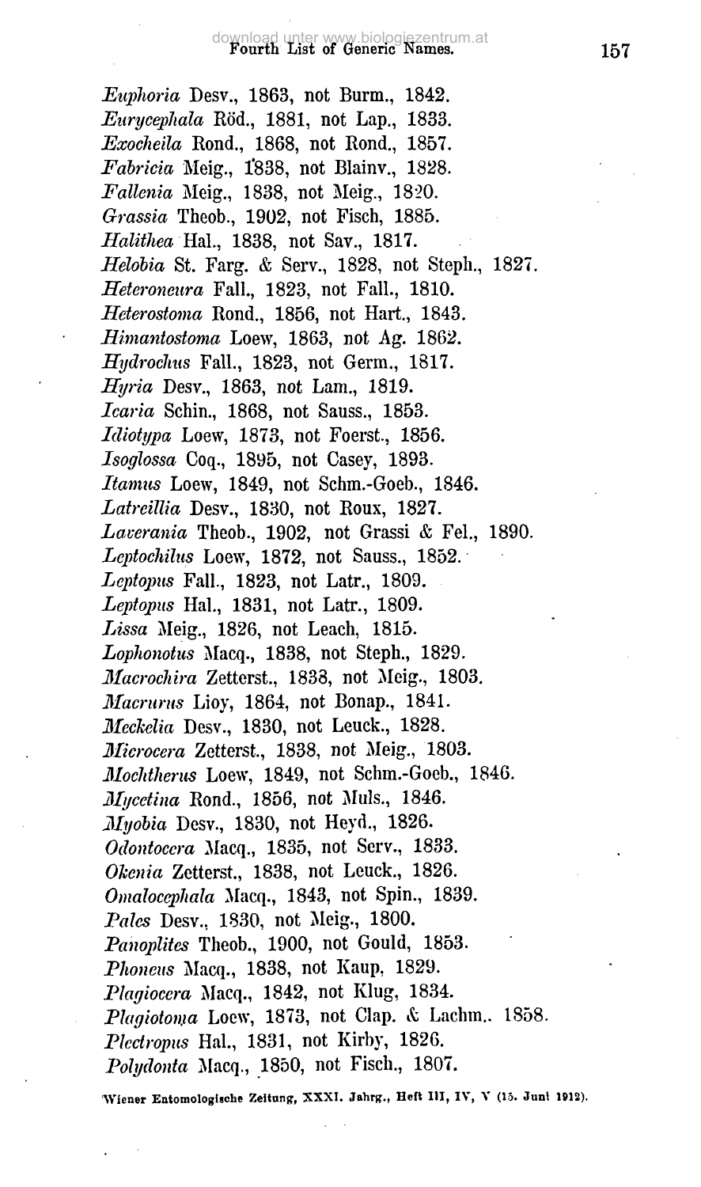*Euphoria* Desv., 1863, not Burm., 1842.
*Eurycephala* Röd., 1881, not Lap., 1833.
*Exocheila* Rond., 1868, not Rond., 1857.
*Fabricia* Meig., 1838, not Blainv., 1828.
*Fallenia* Meig., 1838, not Meig., 1820.
*Grassia* Theob., 1902, not Fisch, 1885.
*Halithea* Hal., 1838, not Sav., 1817.
*Helobia* St. Farg. & Serv., 1828, not Steph., 1827.
*Heteroneura* Fall., 1823, not Fall., 1810.
*Heterostoma* Rond., 1856, not Hart., 1843.
*Himantostoma* Loew, 1863, not Ag. 1862.
*Hydrochus* Fall., 1823, not Germ., 1817.
*Hyria* Desv., 1863, not Lam., 1819.
*Icaria* Schin., 1868, not Sauss., 1853.
*Idiotypa* Loew, 1873, not Foerst., 1856.
*Isoglossa* Coq., 1895, not Casey, 1893.
*Itamus* Loew, 1849, not Schm.-Goeb., 1846.
*Latreillia* Desv., 1830, not Roux, 1827.
*Laverania* Theob., 1902, not Grassi & Fel., 1890.
*Leptochilus* Loew, 1872, not Sauss., 1852.
*Leptopus* Fall., 1823, not Latr., 1809.
*Leptopus* Hal., 1831, not Latr., 1809.
*Lissa* Meig., 1826, not Leach, 1815.
*Lophonotus* Macq., 1838, not Steph., 1829.
*Macrochira* Zetterst., 1838, not Meig., 1803.
*Macrurus* Lioy, 1864, not Bonap., 1841.
*Meckelia* Desv., 1830, not Leuck., 1828.
*Microcera* Zetterst., 1838, not Meig., 1803.
*Mochtherus* Loew, 1849, not Schm.-Goeb., 1846.
*Mycetina* Rond., 1856, not Muls., 1846.
*Myobia* Desv., 1830, not Heyd., 1826.
*Odontocera* Macq., 1835, not Serv., 1833.
*Okenia* Zetterst., 1838, not Leuck., 1826.
*Omalocephala* Macq., 1843, not Spin., 1839.
*Pales* Desv., 1830, not Meig., 1800.
*Panoplites* Theob., 1900, not Gould, 1853.
*Phoneus* Macq., 1838, not Kaup, 1829.
*Plagiocera* Macq., 1842, not Klug, 1834.
*Plagiotoma* Loew, 1873, not Clap. & Lachm., 1858.
*Plectropus* Hal., 1831, not Kirby, 1826.
*Polydonta* Macq., 1850, not Fisch., 1807.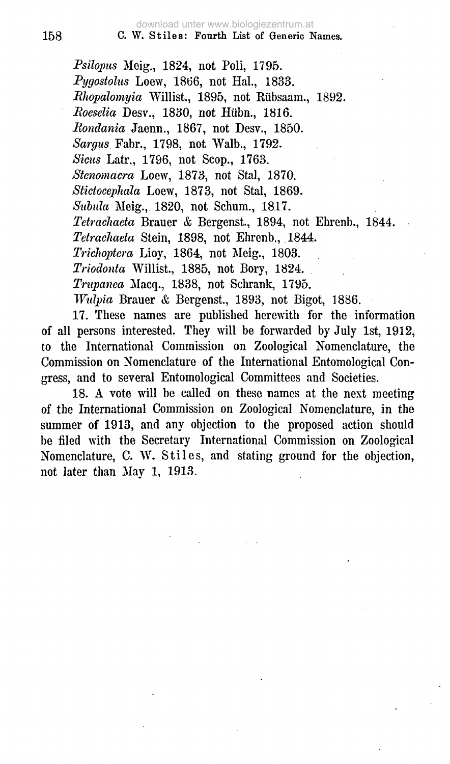*Psilopus* Meig., 1824, not Poli, 1795.
*Pygostolus* Loew, 1866, not Hal., 1833.
*Rhopalomyia* Willist., 1895, not Rübsaam., 1892.
*Roeselia* Desv., 1830, not Hübn., 1816.
*Rondania* Jaenn., 1867, not Desv., 1850.
*Sargus* Fabr., 1798, not Walb., 1792.
*Sicus* Latr., 1796, not Scop., 1763.
*Stenomacra* Loew, 1873, not Stal, 1870.
*Stictocephala* Loew, 1873, not Stal, 1869.
*Subula* Meig., 1820, not Schum., 1817.
*Tetrachaeta* Brauer & Bergenst., 1894, not Ehrenb., 1844.
*Tetrachaeta* Stein, 1898, not Ehrenb., 1844.
*Trichoptera* Lioy, 1864, not Meig., 1803.
*Triodonta* Willist., 1885, not Bory, 1824.
*Trupanea* Macq., 1838, not Schrank, 1795.
*Wulpia* Brauer & Bergenst., 1893, not Bigot, 1886.

17. These names are published herewith for the information of all persons interested. They will be forwarded by July 1st, 1912, to the International Commission on Zoological Nomenclature, the Commission on Nomenclature of the International Entomological Congress, and to several Entomological Committees and Societies.

18. A vote will be called on these names at the next meeting of the International Commission on Zoological Nomenclature, in the summer of 1913, and any objection to the proposed action should be filed with the Secretary International Commission on Zoological Nomenclature, C. W. Stiles, and stating ground for the objection, not later than May 1, 1913.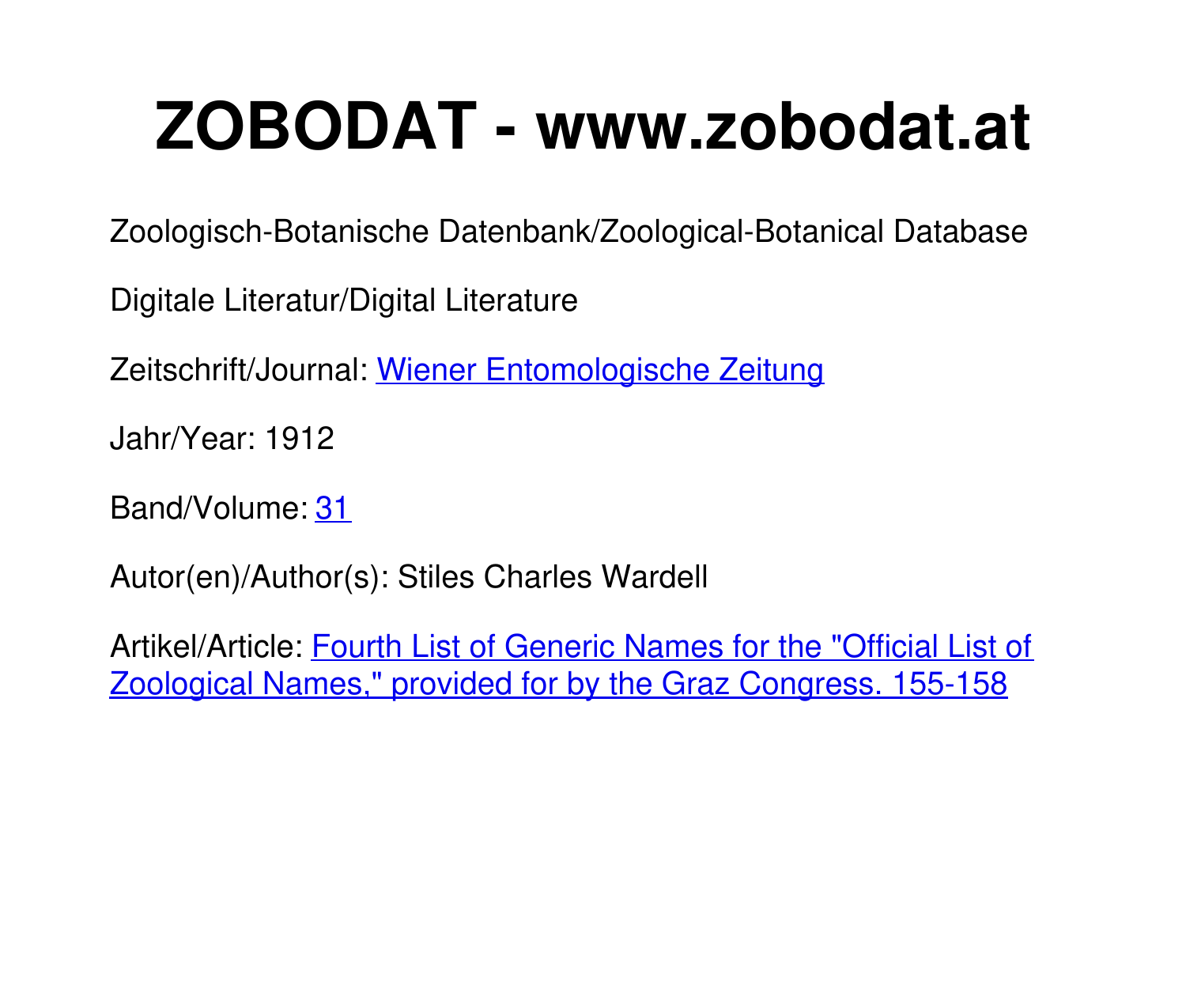# ZOBODAT - www.zobodat.at

Zoologisch-Botanische Datenbank/Zoological-Botanical Database

Digitale Literatur/Digital Literature

Zeitschrift/Journal: Wiener Entomologische Zeitung

Jahr/Year: 1912

Band/Volume: 31

Autor(en)/Author(s): Stiles Charles Wardell

Artikel/Article: Fourth List of Generic Names for the "Official List of Zoological Names," provided for by the Graz Congress. 155-158